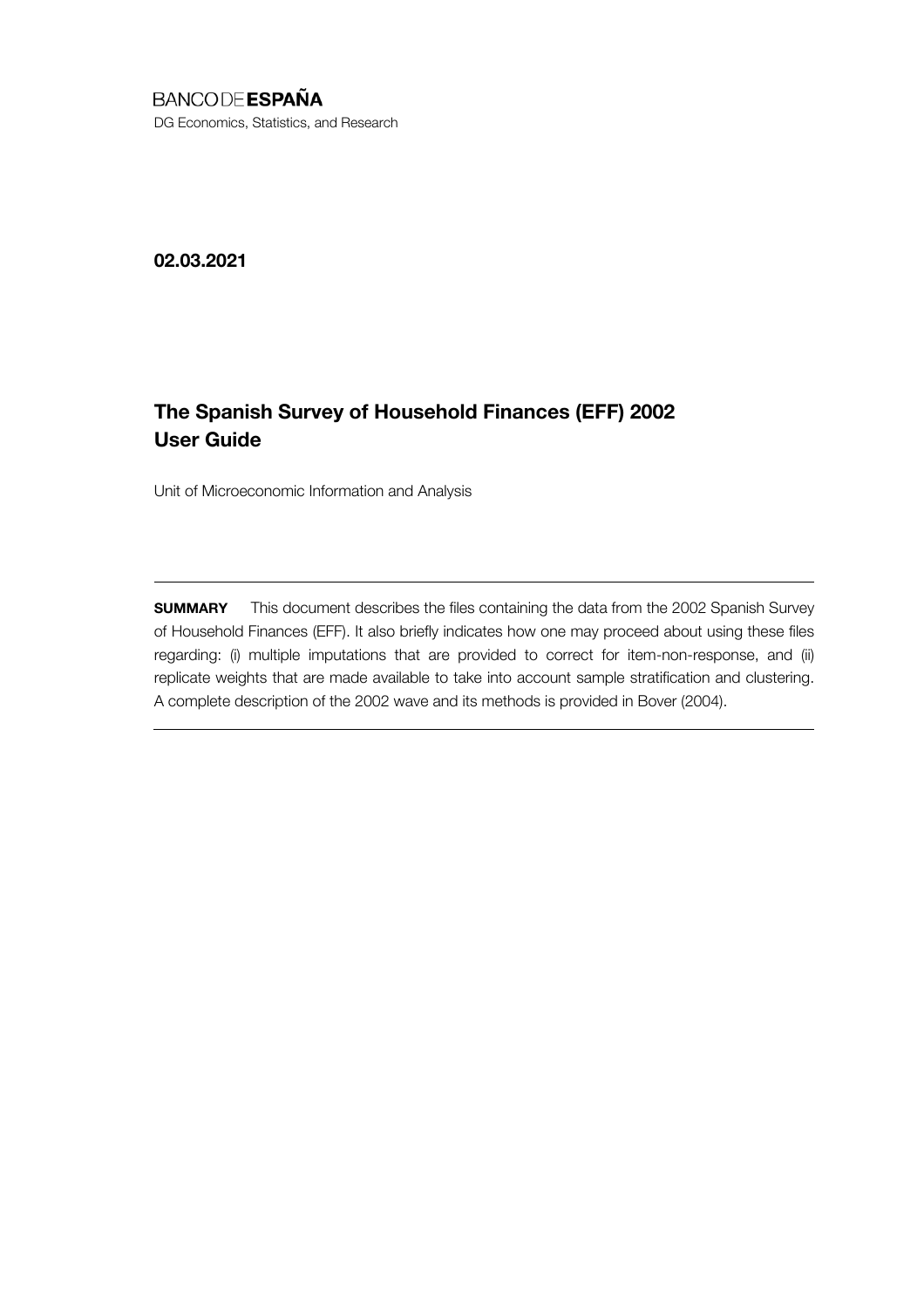BANCO DE **ESPAÑA**

DG Economics, Statistics, and Research

**02.03.2021**

# The Spanish Survey of Household Finances (EFF) 2002 User Guide

Unit of Microeconomic Information and Analysis

---

**SUMMARY** This document describes the files containing the data from the 2002 Spanish Survey of Household Finances (EFF). It also briefly indicates how one may proceed about using these files regarding: (i) multiple imputations that are provided to correct for item-non-response, and (ii) replicate weights that are made available to take into account sample stratification and clustering. A complete description of the 2002 wave and its methods is provided in Bover (2004).

---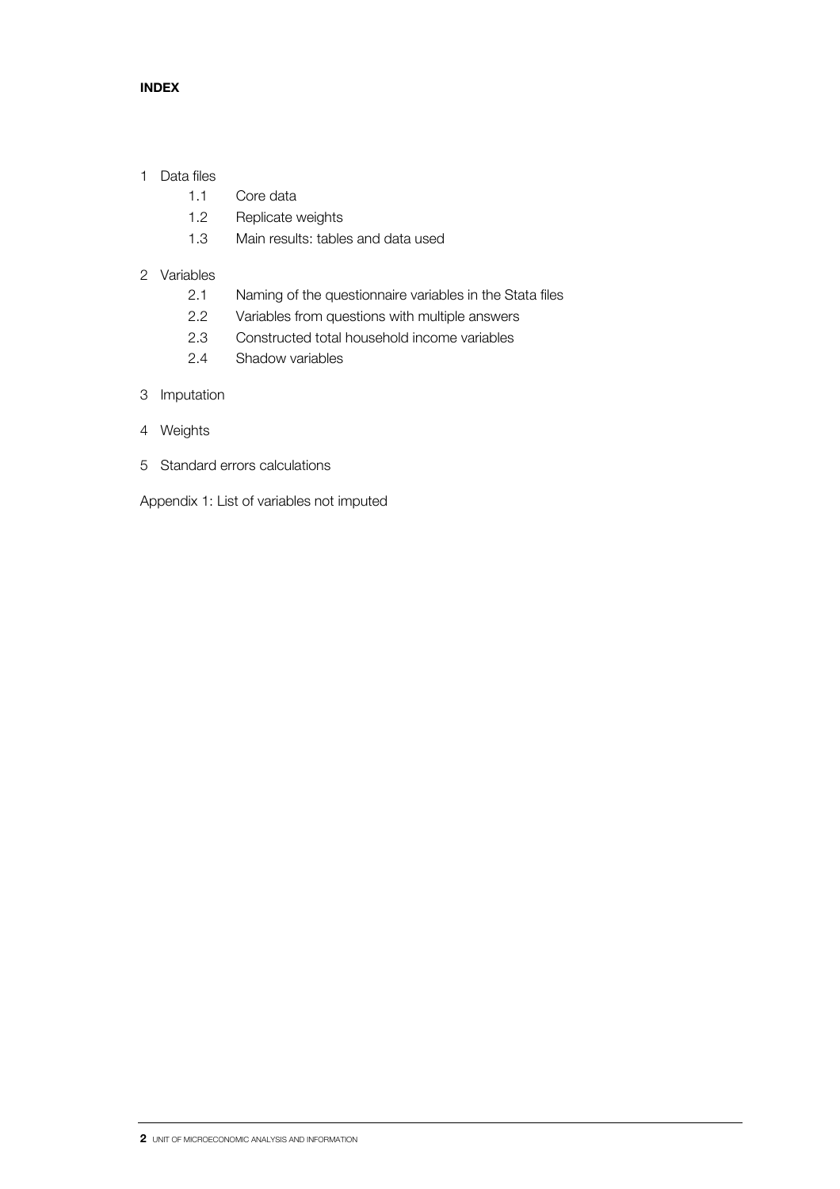**INDEX**

1 Data files
   - 1.1 Core data
   - 1.2 Replicate weights
   - 1.3 Main results: tables and data used

2 Variables
   - 2.1 Naming of the questionnaire variables in the Stata files
   - 2.2 Variables from questions with multiple answers
   - 2.3 Constructed total household income variables
   - 2.4 Shadow variables

3 Imputation

4 Weights

5 Standard errors calculations

Appendix 1: List of variables not imputed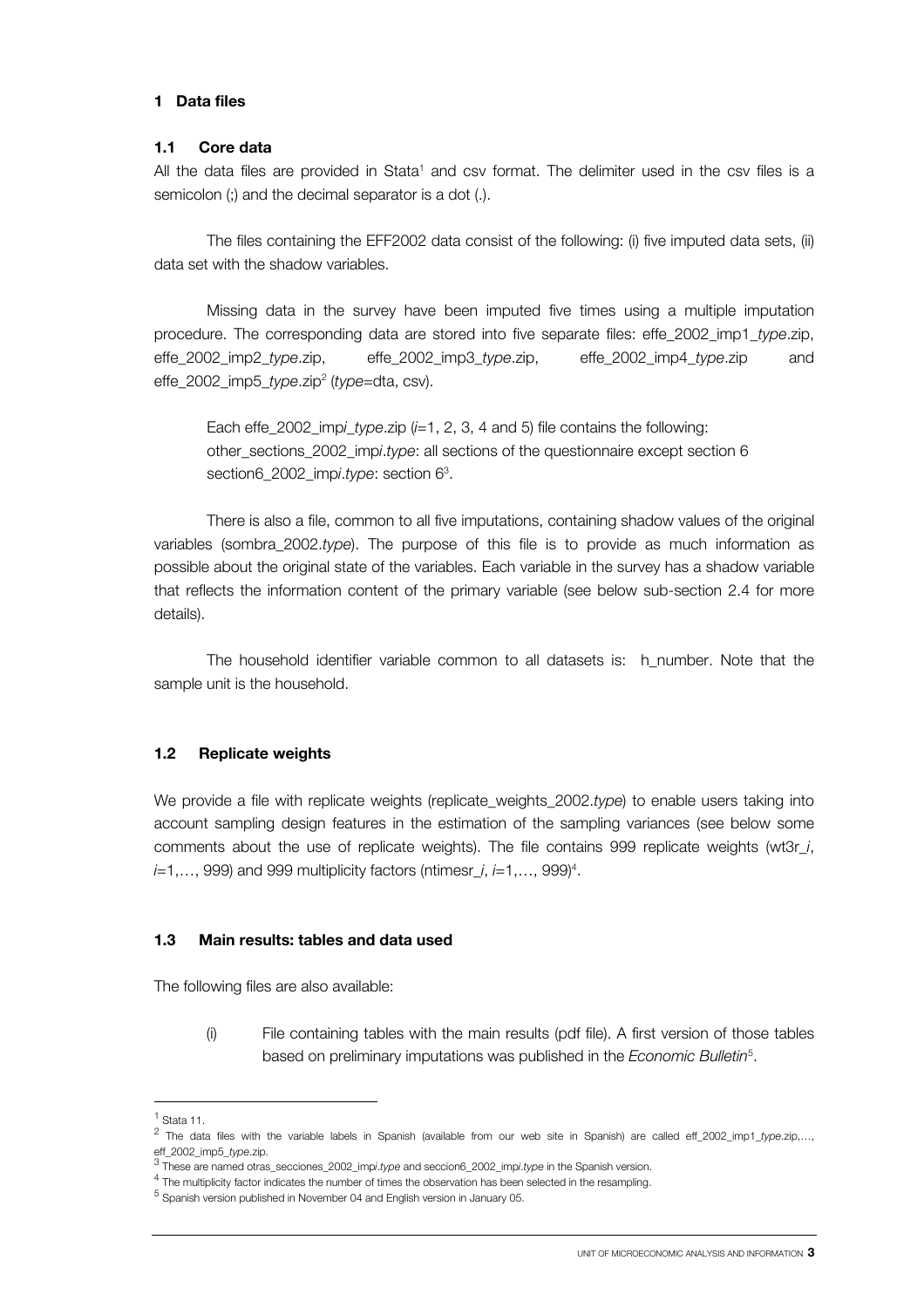## 1 Data files

### 1.1 Core data

All the data files are provided in Stata[1] and csv format. The delimiter used in the csv files is a semicolon (;) and the decimal separator is a dot (.).

The files containing the EFF2002 data consist of the following: (i) five imputed data sets, (ii) data set with the shadow variables.

Missing data in the survey have been imputed five times using a multiple imputation procedure. The corresponding data are stored into five separate files: effe_2002_imp1_*type*.zip, effe_2002_imp2_*type*.zip, effe_2002_imp3_*type*.zip, effe_2002_imp4_*type*.zip and effe_2002_imp5_*type*.zip[2] (*type*=dta, csv).

Each effe_2002_imp*i*_*type*.zip (*i*=1, 2, 3, 4 and 5) file contains the following:
other_sections_2002_imp*i*.*type*: all sections of the questionnaire except section 6
section6_2002_imp*i*.*type*: section 6[3].

There is also a file, common to all five imputations, containing shadow values of the original variables (sombra_2002.*type*). The purpose of this file is to provide as much information as possible about the original state of the variables. Each variable in the survey has a shadow variable that reflects the information content of the primary variable (see below sub-section 2.4 for more details).

The household identifier variable common to all datasets is: h_number. Note that the sample unit is the household.

### 1.2 Replicate weights

We provide a file with replicate weights (replicate_weights_2002.*type*) to enable users taking into account sampling design features in the estimation of the sampling variances (see below some comments about the use of replicate weights). The file contains 999 replicate weights (wt3r_*i*, *i*=1,…, 999) and 999 multiplicity factors (ntimesr_*i*, *i*=1,…, 999)[4].

### 1.3 Main results: tables and data used

The following files are also available:

(i) File containing tables with the main results (pdf file). A first version of those tables based on preliminary imputations was published in the *Economic Bulletin*[5].

---

[1] Stata 11.

[2] The data files with the variable labels in Spanish (available from our web site in Spanish) are called eff_2002_imp1_*type*.zip,…, eff_2002_imp5_*type*.zip.

[3] These are named otras_secciones_2002_imp*i*.*type* and seccion6_2002_imp*i*.*type* in the Spanish version.

[4] The multiplicity factor indicates the number of times the observation has been selected in the resampling.

[5] Spanish version published in November 04 and English version in January 05.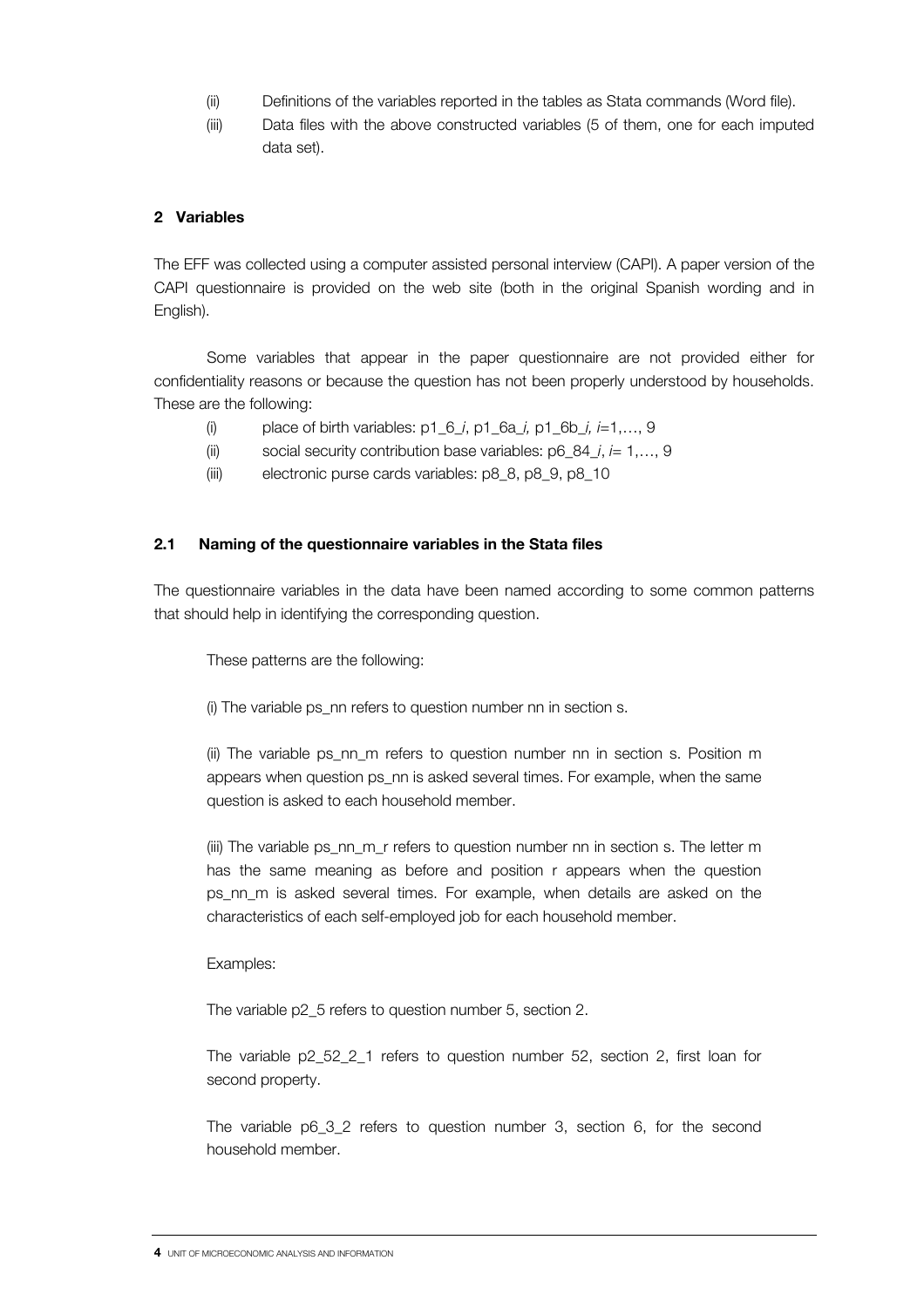(ii) Definitions of the variables reported in the tables as Stata commands (Word file).

(iii) Data files with the above constructed variables (5 of them, one for each imputed data set).

## 2 Variables

The EFF was collected using a computer assisted personal interview (CAPI). A paper version of the CAPI questionnaire is provided on the web site (both in the original Spanish wording and in English).

Some variables that appear in the paper questionnaire are not provided either for confidentiality reasons or because the question has not been properly understood by households. These are the following:

(i) place of birth variables: p1_6_*i*, p1_6a_*i*, p1_6b_*i*, *i*=1,…, 9

(ii) social security contribution base variables: p6_84_*i*, *i*= 1,…, 9

(iii) electronic purse cards variables: p8_8, p8_9, p8_10

### 2.1 Naming of the questionnaire variables in the Stata files

The questionnaire variables in the data have been named according to some common patterns that should help in identifying the corresponding question.

These patterns are the following:

(i) The variable ps_nn refers to question number nn in section s.

(ii) The variable ps_nn_m refers to question number nn in section s. Position m appears when question ps_nn is asked several times. For example, when the same question is asked to each household member.

(iii) The variable ps_nn_m_r refers to question number nn in section s. The letter m has the same meaning as before and position r appears when the question ps_nn_m is asked several times. For example, when details are asked on the characteristics of each self-employed job for each household member.

Examples:

The variable p2_5 refers to question number 5, section 2.

The variable p2_52_2_1 refers to question number 52, section 2, first loan for second property.

The variable p6_3_2 refers to question number 3, section 6, for the second household member.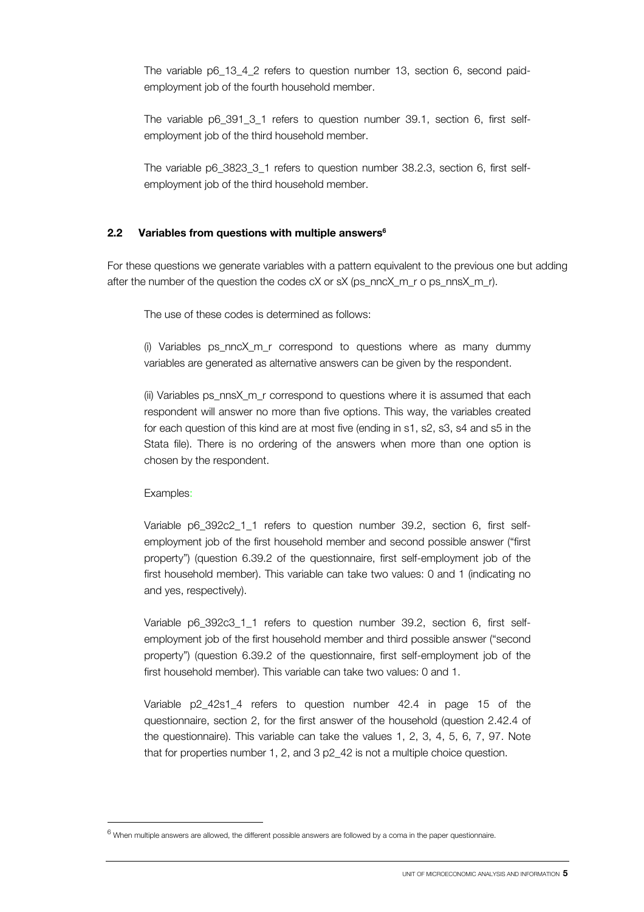The variable p6_13_4_2 refers to question number 13, section 6, second paid-employment job of the fourth household member.

The variable p6_391_3_1 refers to question number 39.1, section 6, first self-employment job of the third household member.

The variable p6_3823_3_1 refers to question number 38.2.3, section 6, first self-employment job of the third household member.

### 2.2 Variables from questions with multiple answers[6]

For these questions we generate variables with a pattern equivalent to the previous one but adding after the number of the question the codes cX or sX (ps_nncX_m_r o ps_nnsX_m_r).

The use of these codes is determined as follows:

(i) Variables ps_nncX_m_r correspond to questions where as many dummy variables are generated as alternative answers can be given by the respondent.

(ii) Variables ps_nnsX_m_r correspond to questions where it is assumed that each respondent will answer no more than five options. This way, the variables created for each question of this kind are at most five (ending in s1, s2, s3, s4 and s5 in the Stata file). There is no ordering of the answers when more than one option is chosen by the respondent.

Examples:

Variable p6_392c2_1_1 refers to question number 39.2, section 6, first self-employment job of the first household member and second possible answer ("first property") (question 6.39.2 of the questionnaire, first self-employment job of the first household member). This variable can take two values: 0 and 1 (indicating no and yes, respectively).

Variable p6_392c3_1_1 refers to question number 39.2, section 6, first self-employment job of the first household member and third possible answer ("second property") (question 6.39.2 of the questionnaire, first self-employment job of the first household member). This variable can take two values: 0 and 1.

Variable p2_42s1_4 refers to question number 42.4 in page 15 of the questionnaire, section 2, for the first answer of the household (question 2.42.4 of the questionnaire). This variable can take the values 1, 2, 3, 4, 5, 6, 7, 97. Note that for properties number 1, 2, and 3 p2_42 is not a multiple choice question.

---

[6] When multiple answers are allowed, the different possible answers are followed by a coma in the paper questionnaire.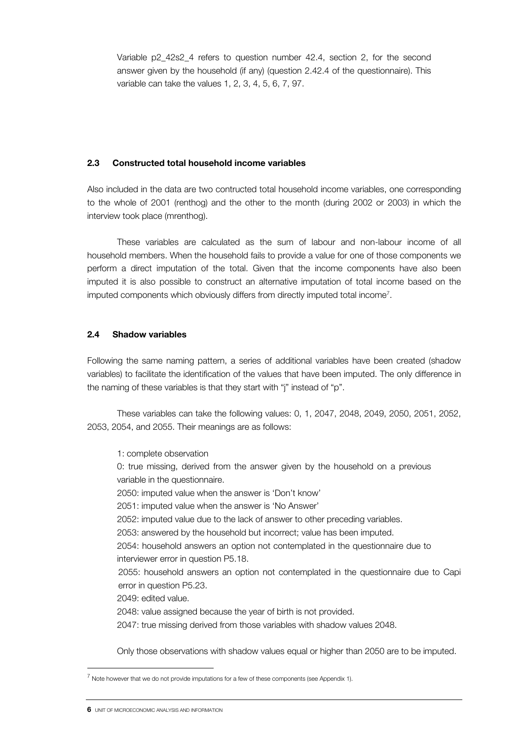Variable p2_42s2_4 refers to question number 42.4, section 2, for the second answer given by the household (if any) (question 2.42.4 of the questionnaire). This variable can take the values 1, 2, 3, 4, 5, 6, 7, 97.

### 2.3 Constructed total household income variables

Also included in the data are two contructed total household income variables, one corresponding to the whole of 2001 (renthog) and the other to the month (during 2002 or 2003) in which the interview took place (mrenthog).

These variables are calculated as the sum of labour and non-labour income of all household members. When the household fails to provide a value for one of those components we perform a direct imputation of the total. Given that the income components have also been imputed it is also possible to construct an alternative imputation of total income based on the imputed components which obviously differs from directly imputed total income[7].

### 2.4 Shadow variables

Following the same naming pattern, a series of additional variables have been created (shadow variables) to facilitate the identification of the values that have been imputed. The only difference in the naming of these variables is that they start with "j" instead of "p".

These variables can take the following values: 0, 1, 2047, 2048, 2049, 2050, 2051, 2052, 2053, 2054, and 2055. Their meanings are as follows:

1: complete observation
0: true missing, derived from the answer given by the household on a previous variable in the questionnaire.
2050: imputed value when the answer is 'Don't know'
2051: imputed value when the answer is 'No Answer'
2052: imputed value due to the lack of answer to other preceding variables.
2053: answered by the household but incorrect; value has been imputed.
2054: household answers an option not contemplated in the questionnaire due to interviewer error in question P5.18.
2055: household answers an option not contemplated in the questionnaire due to Capi error in question P5.23.
2049: edited value.
2048: value assigned because the year of birth is not provided.
2047: true missing derived from those variables with shadow values 2048.

Only those observations with shadow values equal or higher than 2050 are to be imputed.

[7] Note however that we do not provide imputations for a few of these components (see Appendix 1).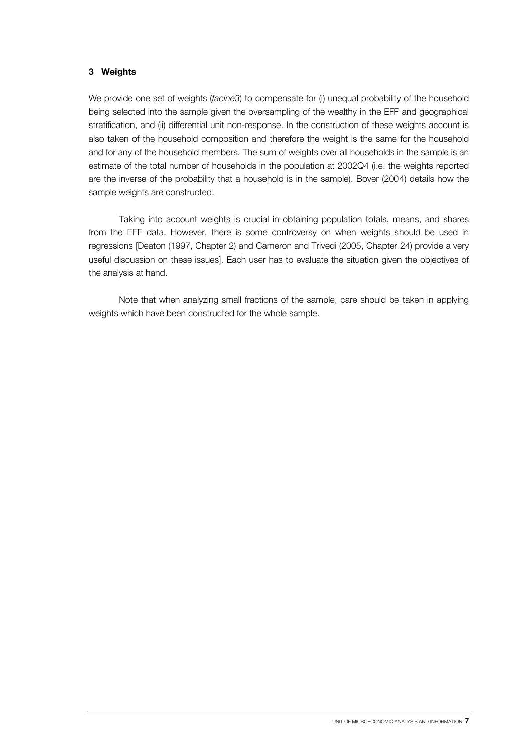## 3 Weights

We provide one set of weights (*facine3*) to compensate for (i) unequal probability of the household being selected into the sample given the oversampling of the wealthy in the EFF and geographical stratification, and (ii) differential unit non-response. In the construction of these weights account is also taken of the household composition and therefore the weight is the same for the household and for any of the household members. The sum of weights over all households in the sample is an estimate of the total number of households in the population at 2002Q4 (i.e. the weights reported are the inverse of the probability that a household is in the sample). Bover (2004) details how the sample weights are constructed.

Taking into account weights is crucial in obtaining population totals, means, and shares from the EFF data. However, there is some controversy on when weights should be used in regressions [Deaton (1997, Chapter 2) and Cameron and Trivedi (2005, Chapter 24) provide a very useful discussion on these issues]. Each user has to evaluate the situation given the objectives of the analysis at hand.

Note that when analyzing small fractions of the sample, care should be taken in applying weights which have been constructed for the whole sample.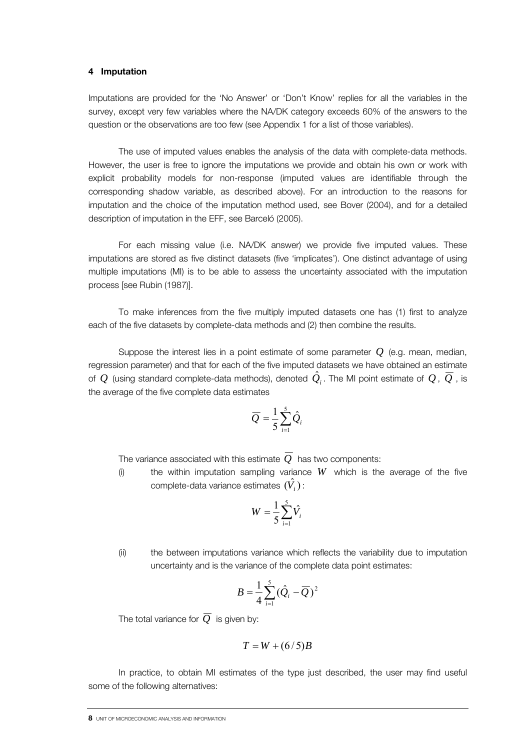## 4 Imputation

Imputations are provided for the 'No Answer' or 'Don't Know' replies for all the variables in the survey, except very few variables where the NA/DK category exceeds 60% of the answers to the question or the observations are too few (see Appendix 1 for a list of those variables).

The use of imputed values enables the analysis of the data with complete-data methods. However, the user is free to ignore the imputations we provide and obtain his own or work with explicit probability models for non-response (imputed values are identifiable through the corresponding shadow variable, as described above). For an introduction to the reasons for imputation and the choice of the imputation method used, see Bover (2004), and for a detailed description of imputation in the EFF, see Barceló (2005).

For each missing value (i.e. NA/DK answer) we provide five imputed values. These imputations are stored as five distinct datasets (five 'implicates'). One distinct advantage of using multiple imputations (MI) is to be able to assess the uncertainty associated with the imputation process [see Rubin (1987)].

To make inferences from the five multiply imputed datasets one has (1) first to analyze each of the five datasets by complete-data methods and (2) then combine the results.

Suppose the interest lies in a point estimate of some parameter $Q$ (e.g. mean, median, regression parameter) and that for each of the five imputed datasets we have obtained an estimate of $Q$ (using standard complete-data methods), denoted $\hat{Q}_i$. The MI point estimate of $Q$, $\overline{Q}$, is the average of the five complete data estimates

$$\overline{Q} = \frac{1}{5}\sum_{i=1}^{5}\hat{Q}_i$$

The variance associated with this estimate $\overline{Q}$ has two components:

(i) the within imputation sampling variance $W$ which is the average of the five complete-data variance estimates $(\hat{V}_i)$:

$$W = \frac{1}{5}\sum_{i=1}^{5}\hat{V}_i$$

(ii) the between imputations variance which reflects the variability due to imputation uncertainty and is the variance of the complete data point estimates:

$$B = \frac{1}{4}\sum_{i=1}^{5}(\hat{Q}_i - \overline{Q})^2$$

The total variance for $\overline{Q}$ is given by:

$$T = W + (6/5)B$$

In practice, to obtain MI estimates of the type just described, the user may find useful some of the following alternatives: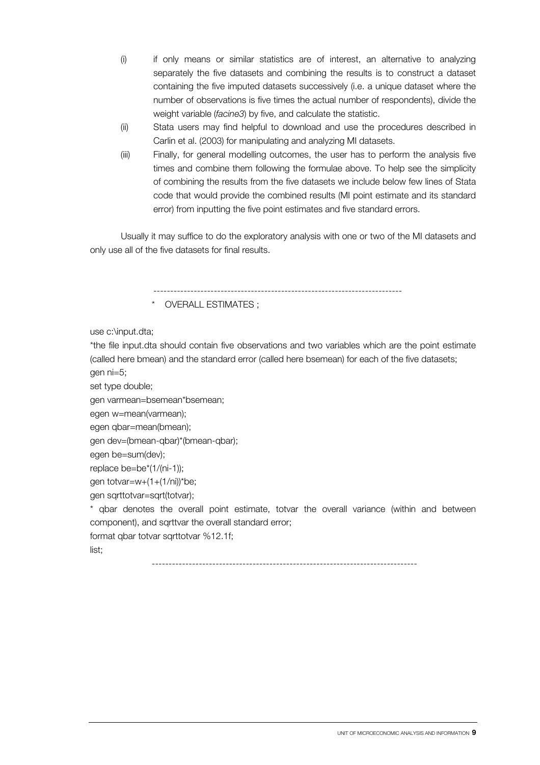(i) if only means or similar statistics are of interest, an alternative to analyzing separately the five datasets and combining the results is to construct a dataset containing the five imputed datasets successively (i.e. a unique dataset where the number of observations is five times the actual number of respondents), divide the weight variable (*facine3*) by five, and calculate the statistic.

(ii) Stata users may find helpful to download and use the procedures described in Carlin et al. (2003) for manipulating and analyzing MI datasets.

(iii) Finally, for general modelling outcomes, the user has to perform the analysis five times and combine them following the formulae above. To help see the simplicity of combining the results from the five datasets we include below few lines of Stata code that would provide the combined results (MI point estimate and its standard error) from inputting the five point estimates and five standard errors.

Usually it may suffice to do the exploratory analysis with one or two of the MI datasets and only use all of the five datasets for final results.

```
---------------------------------------------------------------------------
* OVERALL ESTIMATES ;

use c:\input.dta;
*the file input.dta should contain five observations and two variables which are the point estimate (called here bmean) and the standard error (called here bsemean) for each of the five datasets;
gen ni=5;
set type double;
gen varmean=bsemean*bsemean;
egen w=mean(varmean);
egen qbar=mean(bmean);
gen dev=(bmean-qbar)*(bmean-qbar);
egen be=sum(dev);
replace be=be*(1/(ni-1));
gen totvar=w+(1+(1/ni))*be;
gen sqrttotvar=sqrt(totvar);
* qbar denotes the overall point estimate, totvar the overall variance (within and between component), and sqrttvar the overall standard error;
format qbar totvar sqrttotvar %12.1f;
list;
------------------------------------------------------------------------------
```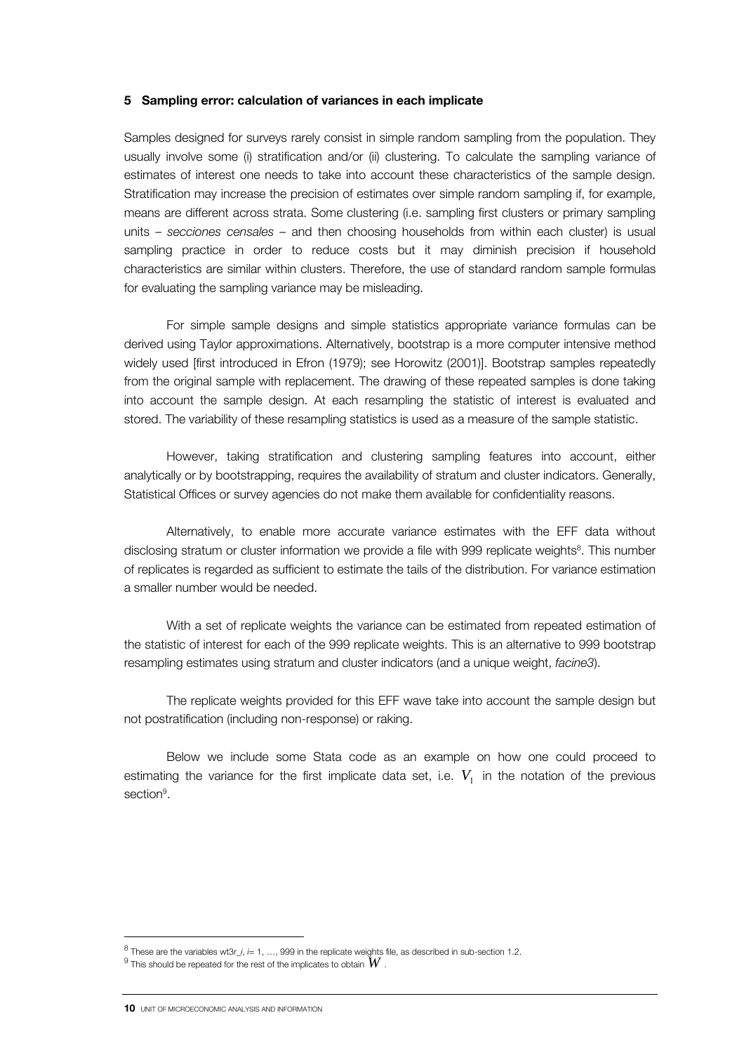## 5 Sampling error: calculation of variances in each implicate

Samples designed for surveys rarely consist in simple random sampling from the population. They usually involve some (i) stratification and/or (ii) clustering. To calculate the sampling variance of estimates of interest one needs to take into account these characteristics of the sample design. Stratification may increase the precision of estimates over simple random sampling if, for example, means are different across strata. Some clustering (i.e. sampling first clusters or primary sampling units – *secciones censales* – and then choosing households from within each cluster) is usual sampling practice in order to reduce costs but it may diminish precision if household characteristics are similar within clusters. Therefore, the use of standard random sample formulas for evaluating the sampling variance may be misleading.

For simple sample designs and simple statistics appropriate variance formulas can be derived using Taylor approximations. Alternatively, bootstrap is a more computer intensive method widely used [first introduced in Efron (1979); see Horowitz (2001)]. Bootstrap samples repeatedly from the original sample with replacement. The drawing of these repeated samples is done taking into account the sample design. At each resampling the statistic of interest is evaluated and stored. The variability of these resampling statistics is used as a measure of the sample statistic.

However, taking stratification and clustering sampling features into account, either analytically or by bootstrapping, requires the availability of stratum and cluster indicators. Generally, Statistical Offices or survey agencies do not make them available for confidentiality reasons.

Alternatively, to enable more accurate variance estimates with the EFF data without disclosing stratum or cluster information we provide a file with 999 replicate weights[8]. This number of replicates is regarded as sufficient to estimate the tails of the distribution. For variance estimation a smaller number would be needed.

With a set of replicate weights the variance can be estimated from repeated estimation of the statistic of interest for each of the 999 replicate weights. This is an alternative to 999 bootstrap resampling estimates using stratum and cluster indicators (and a unique weight, *facine3*).

The replicate weights provided for this EFF wave take into account the sample design but not postratification (including non-response) or raking.

Below we include some Stata code as an example on how one could proceed to estimating the variance for the first implicate data set, i.e. $V_1$ in the notation of the previous section[9].

---

[8] These are the variables wt3r_*i*, *i*= 1, …, 999 in the replicate weights file, as described in sub-section 1.2.

[9] This should be repeated for the rest of the implicates to obtain $\bar{W}$ .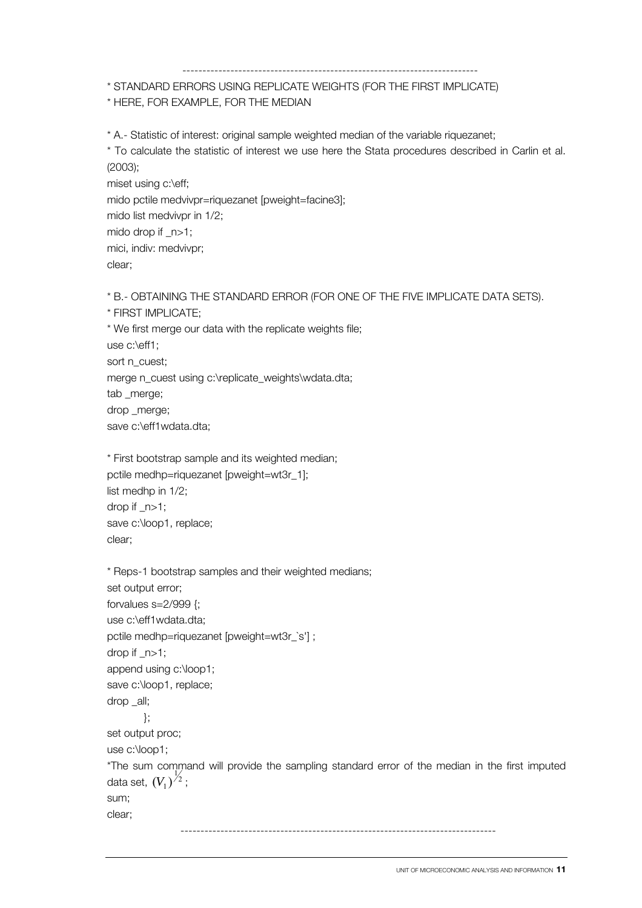```
---------------------------------------------------------------------------
* STANDARD ERRORS USING REPLICATE WEIGHTS (FOR THE FIRST IMPLICATE)
* HERE, FOR EXAMPLE, FOR THE MEDIAN

* A.- Statistic of interest: original sample weighted median of the variable riquezanet;
* To calculate the statistic of interest we use here the Stata procedures described in Carlin et al. (2003);
miset using c:\eff;
mido pctile medvivpr=riquezanet [pweight=facine3];
mido list medvivpr in 1/2;
mido drop if _n>1;
mici, indiv: medvivpr;
clear;

* B.- OBTAINING THE STANDARD ERROR (FOR ONE OF THE FIVE IMPLICATE DATA SETS).
* FIRST IMPLICATE;
* We first merge our data with the replicate weights file;
use c:\eff1;
sort n_cuest;
merge n_cuest using c:\replicate_weights\wdata.dta;
tab _merge;
drop _merge;
save c:\eff1wdata.dta;

* First bootstrap sample and its weighted median;
pctile medhp=riquezanet [pweight=wt3r_1];
list medhp in 1/2;
drop if _n>1;
save c:\loop1, replace;
clear;

* Reps-1 bootstrap samples and their weighted medians;
set output error;
forvalues s=2/999 {;
use c:\eff1wdata.dta;
pctile medhp=riquezanet [pweight=wt3r_`s'] ;
drop if _n>1;
append using c:\loop1;
save c:\loop1, replace;
drop _all;
        };
set output proc;
use c:\loop1;
*The sum command will provide the sampling standard error of the median in the first imputed data set, (V_1)^(1/2) ;
sum;
clear;
---------------------------------------------------------------------------
```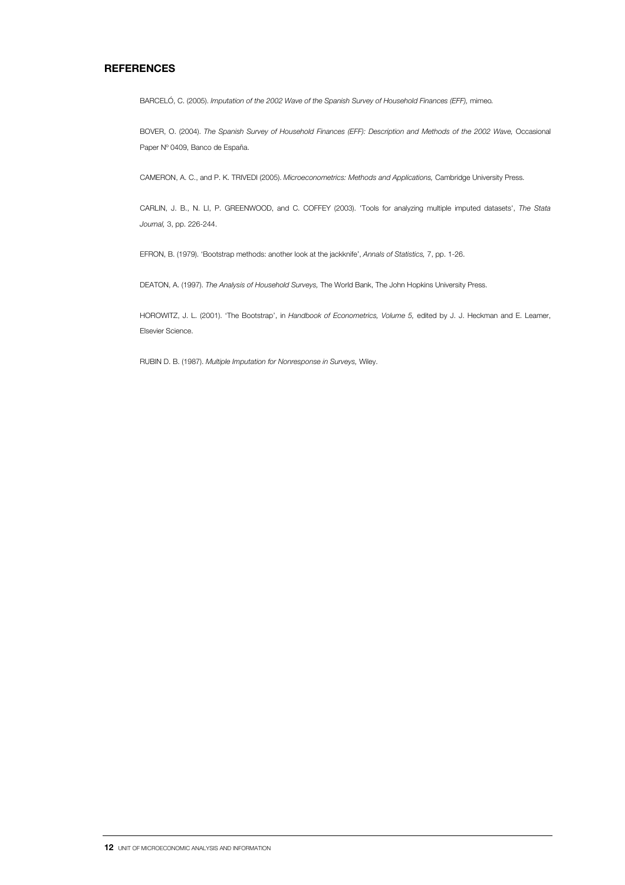## REFERENCES

BARCELÓ, C. (2005). *Imputation of the 2002 Wave of the Spanish Survey of Household Finances (EFF),* mimeo.

BOVER, O. (2004). *The Spanish Survey of Household Finances (EFF): Description and Methods of the 2002 Wave,* Occasional Paper Nº 0409, Banco de España.

CAMERON, A. C., and P. K. TRIVEDI (2005). *Microeconometrics: Methods and Applications,* Cambridge University Press.

CARLIN, J. B., N. LI, P. GREENWOOD, and C. COFFEY (2003). 'Tools for analyzing multiple imputed datasets', *The Stata Journal,* 3, pp. 226-244.

EFRON, B. (1979). 'Bootstrap methods: another look at the jackknife', *Annals of Statistics,* 7, pp. 1-26.

DEATON, A. (1997). *The Analysis of Household Surveys,* The World Bank, The John Hopkins University Press.

HOROWITZ, J. L. (2001). 'The Bootstrap', in *Handbook of Econometrics, Volume 5,* edited by J. J. Heckman and E. Leamer, Elsevier Science.

RUBIN D. B. (1987). *Multiple Imputation for Nonresponse in Surveys,* Wiley.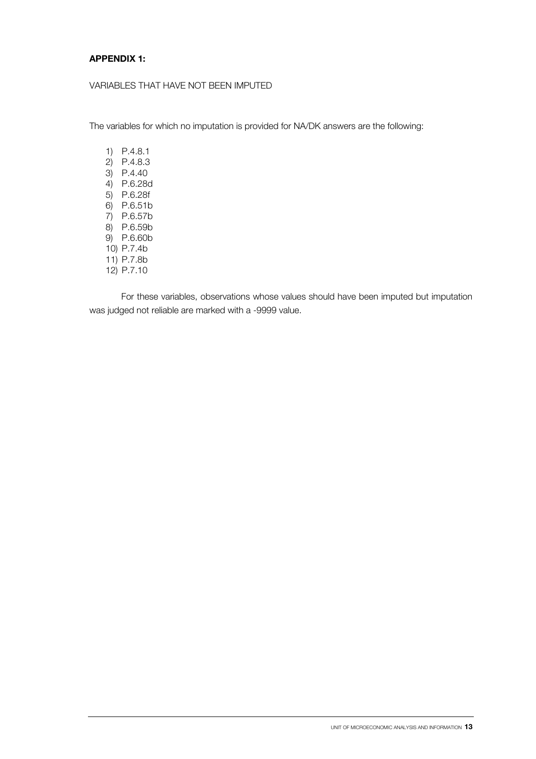## APPENDIX 1:

VARIABLES THAT HAVE NOT BEEN IMPUTED

The variables for which no imputation is provided for NA/DK answers are the following:

1) P.4.8.1
2) P.4.8.3
3) P.4.40
4) P.6.28d
5) P.6.28f
6) P.6.51b
7) P.6.57b
8) P.6.59b
9) P.6.60b
10) P.7.4b
11) P.7.8b
12) P.7.10

For these variables, observations whose values should have been imputed but imputation was judged not reliable are marked with a -9999 value.